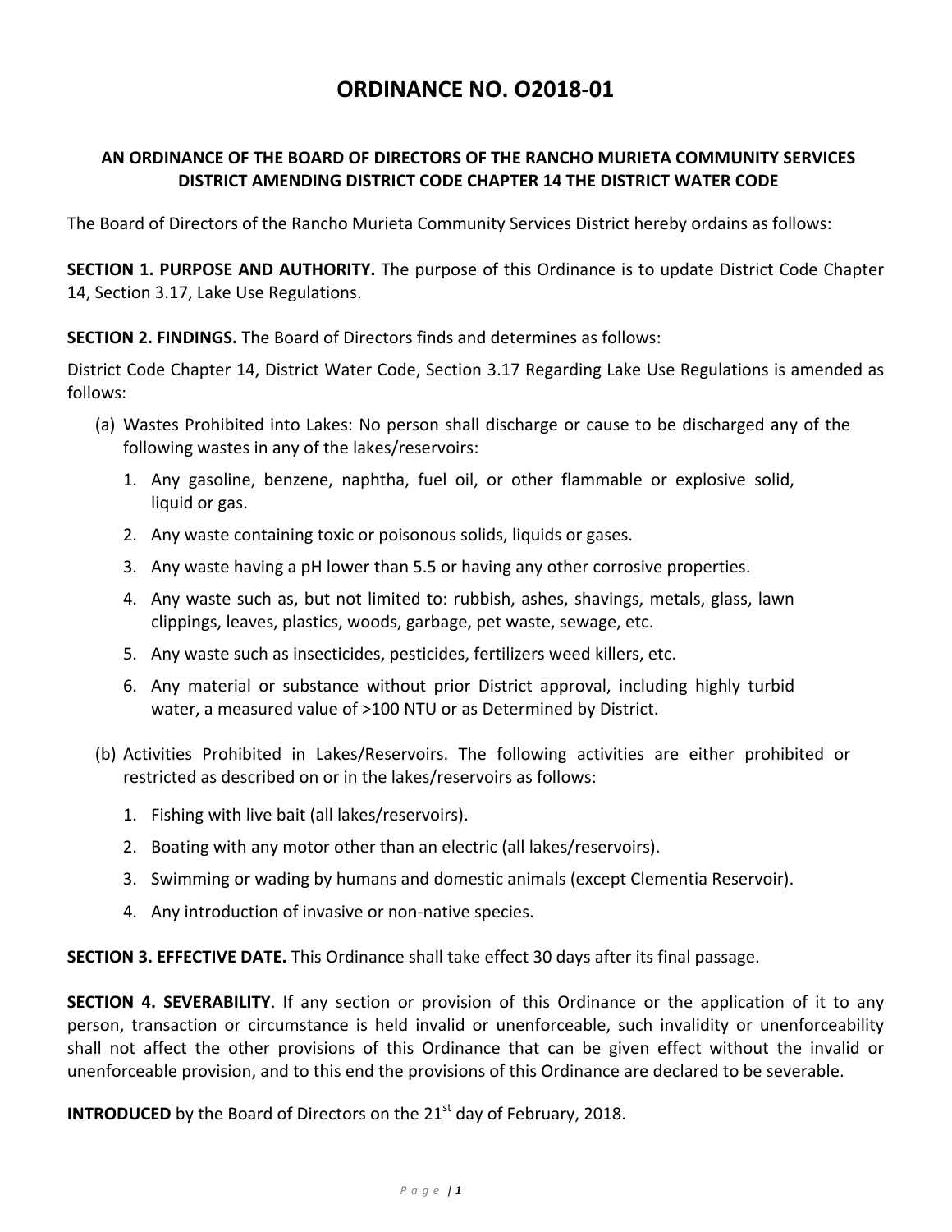# ORDINANCE NO. O2018-01

## AN ORDINANCE OF THE BOARD OF DIRECTORS OF THE RANCHO MURIETA COMMUNITY SERVICES DISTRICT AMENDING DISTRICT CODE CHAPTER 14 THE DISTRICT WATER CODE

The Board of Directors of the Rancho Murieta Community Services District hereby ordains as follows:

**SECTION 1. PURPOSE AND AUTHORITY.** The purpose of this Ordinance is to update District Code Chapter 14, Section 3.17, Lake Use Regulations.

**SECTION 2. FINDINGS.** The Board of Directors finds and determines as follows:

District Code Chapter 14, District Water Code, Section 3.17 Regarding Lake Use Regulations is amended as follows:

(a) Wastes Prohibited into Lakes: No person shall discharge or cause to be discharged any of the following wastes in any of the lakes/reservoirs:

1. Any gasoline, benzene, naphtha, fuel oil, or other flammable or explosive solid, liquid or gas.
2. Any waste containing toxic or poisonous solids, liquids or gases.
3. Any waste having a pH lower than 5.5 or having any other corrosive properties.
4. Any waste such as, but not limited to: rubbish, ashes, shavings, metals, glass, lawn clippings, leaves, plastics, woods, garbage, pet waste, sewage, etc.
5. Any waste such as insecticides, pesticides, fertilizers weed killers, etc.
6. Any material or substance without prior District approval, including highly turbid water, a measured value of >100 NTU or as Determined by District.

(b) Activities Prohibited in Lakes/Reservoirs. The following activities are either prohibited or restricted as described on or in the lakes/reservoirs as follows:

1. Fishing with live bait (all lakes/reservoirs).
2. Boating with any motor other than an electric (all lakes/reservoirs).
3. Swimming or wading by humans and domestic animals (except Clementia Reservoir).
4. Any introduction of invasive or non-native species.

**SECTION 3. EFFECTIVE DATE.** This Ordinance shall take effect 30 days after its final passage.

**SECTION 4. SEVERABILITY**. If any section or provision of this Ordinance or the application of it to any person, transaction or circumstance is held invalid or unenforceable, such invalidity or unenforceability shall not affect the other provisions of this Ordinance that can be given effect without the invalid or unenforceable provision, and to this end the provisions of this Ordinance are declared to be severable.

**INTRODUCED** by the Board of Directors on the 21st day of February, 2018.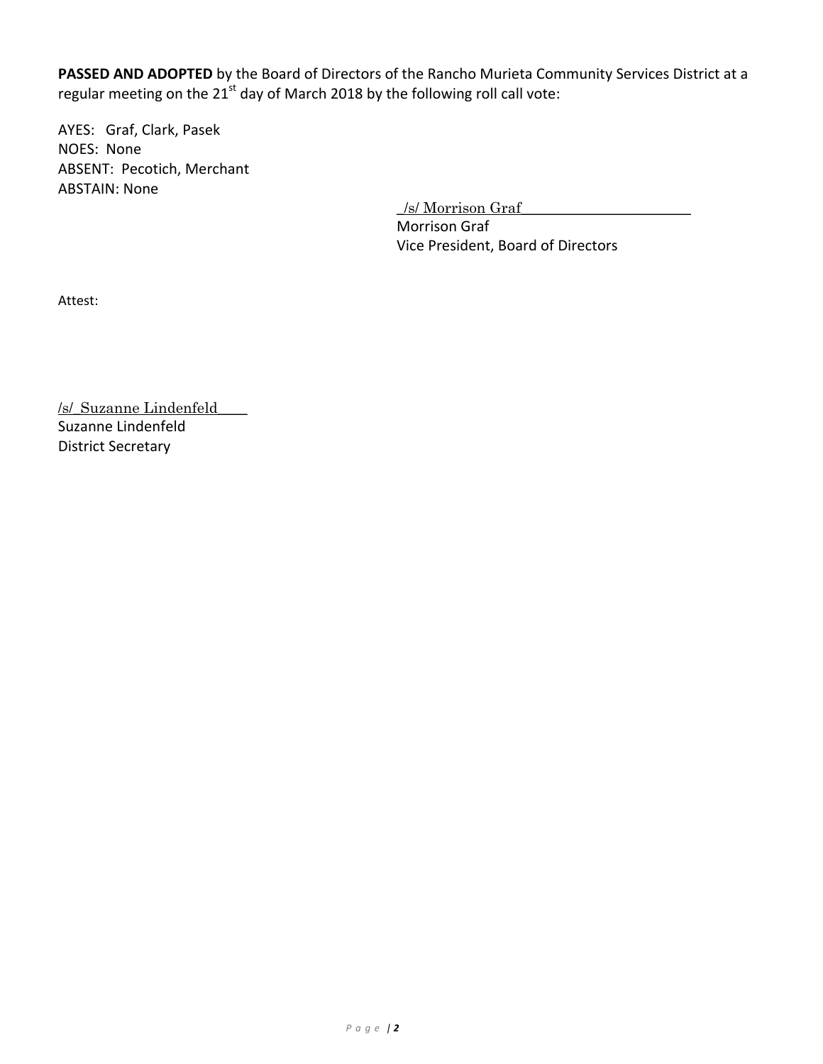**PASSED AND ADOPTED** by the Board of Directors of the Rancho Murieta Community Services District at a regular meeting on the 21st day of March 2018 by the following roll call vote:

AYES: Graf, Clark, Pasek
NOES: None
ABSENT: Pecotich, Merchant
ABSTAIN: None

/s/ Morrison Graf
Morrison Graf
Vice President, Board of Directors

Attest:

/s/ Suzanne Lindenfeld
Suzanne Lindenfeld
District Secretary